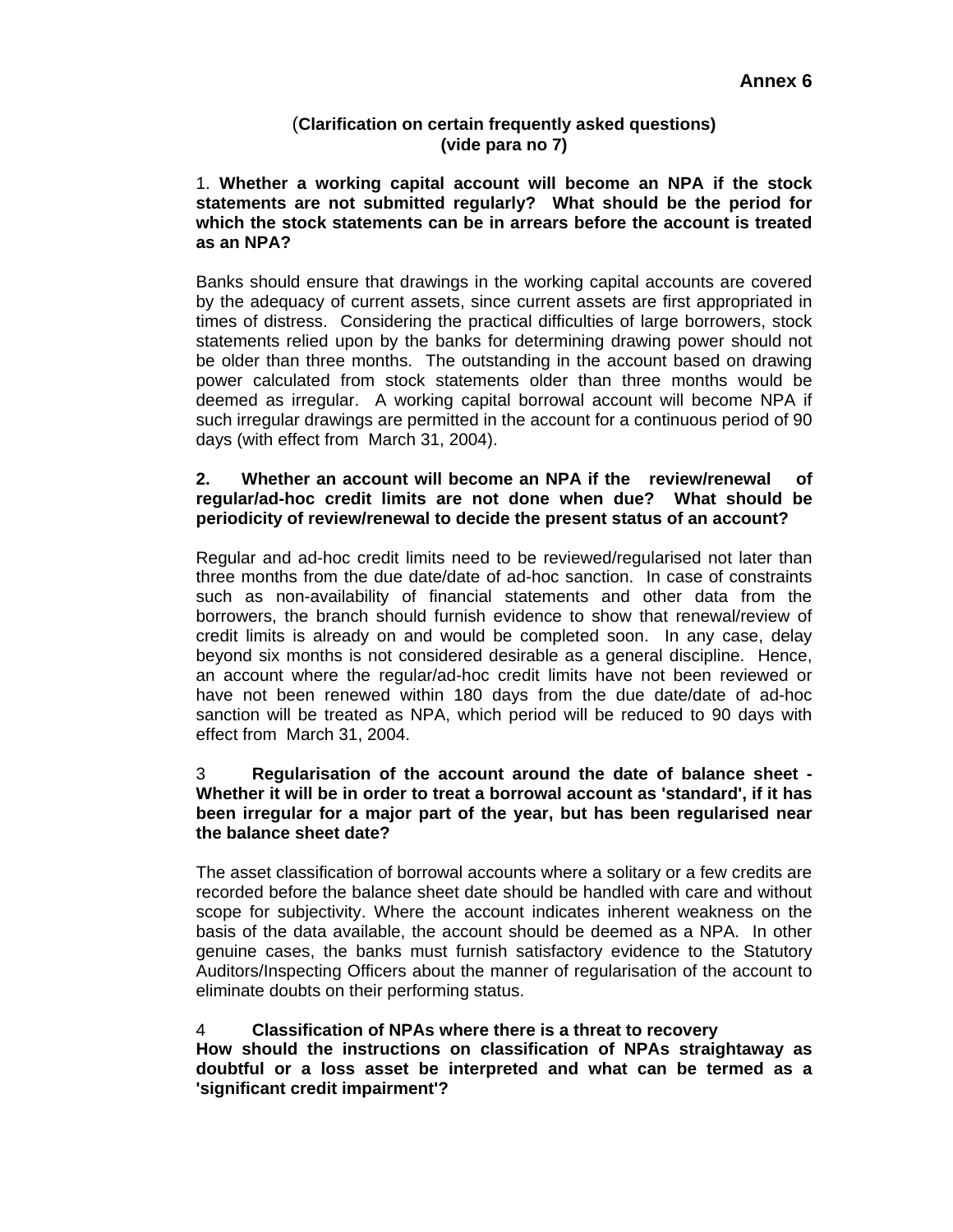**Annex 6**

(**Clarification on certain frequently asked questions)**
**(vide para no 7)**

1. **Whether a working capital account will become an NPA if the stock statements are not submitted regularly? What should be the period for which the stock statements can be in arrears before the account is treated as an NPA?**

Banks should ensure that drawings in the working capital accounts are covered by the adequacy of current assets, since current assets are first appropriated in times of distress. Considering the practical difficulties of large borrowers, stock statements relied upon by the banks for determining drawing power should not be older than three months. The outstanding in the account based on drawing power calculated from stock statements older than three months would be deemed as irregular. A working capital borrowal account will become NPA if such irregular drawings are permitted in the account for a continuous period of 90 days (with effect from March 31, 2004).

**2. Whether an account will become an NPA if the review/renewal of regular/ad-hoc credit limits are not done when due? What should be periodicity of review/renewal to decide the present status of an account?**

Regular and ad-hoc credit limits need to be reviewed/regularised not later than three months from the due date/date of ad-hoc sanction. In case of constraints such as non-availability of financial statements and other data from the borrowers, the branch should furnish evidence to show that renewal/review of credit limits is already on and would be completed soon. In any case, delay beyond six months is not considered desirable as a general discipline. Hence, an account where the regular/ad-hoc credit limits have not been reviewed or have not been renewed within 180 days from the due date/date of ad-hoc sanction will be treated as NPA, which period will be reduced to 90 days with effect from March 31, 2004.

3 **Regularisation of the account around the date of balance sheet - Whether it will be in order to treat a borrowal account as 'standard', if it has been irregular for a major part of the year, but has been regularised near the balance sheet date?**

The asset classification of borrowal accounts where a solitary or a few credits are recorded before the balance sheet date should be handled with care and without scope for subjectivity. Where the account indicates inherent weakness on the basis of the data available, the account should be deemed as a NPA. In other genuine cases, the banks must furnish satisfactory evidence to the Statutory Auditors/Inspecting Officers about the manner of regularisation of the account to eliminate doubts on their performing status.

4 **Classification of NPAs where there is a threat to recovery**
**How should the instructions on classification of NPAs straightaway as doubtful or a loss asset be interpreted and what can be termed as a 'significant credit impairment'?**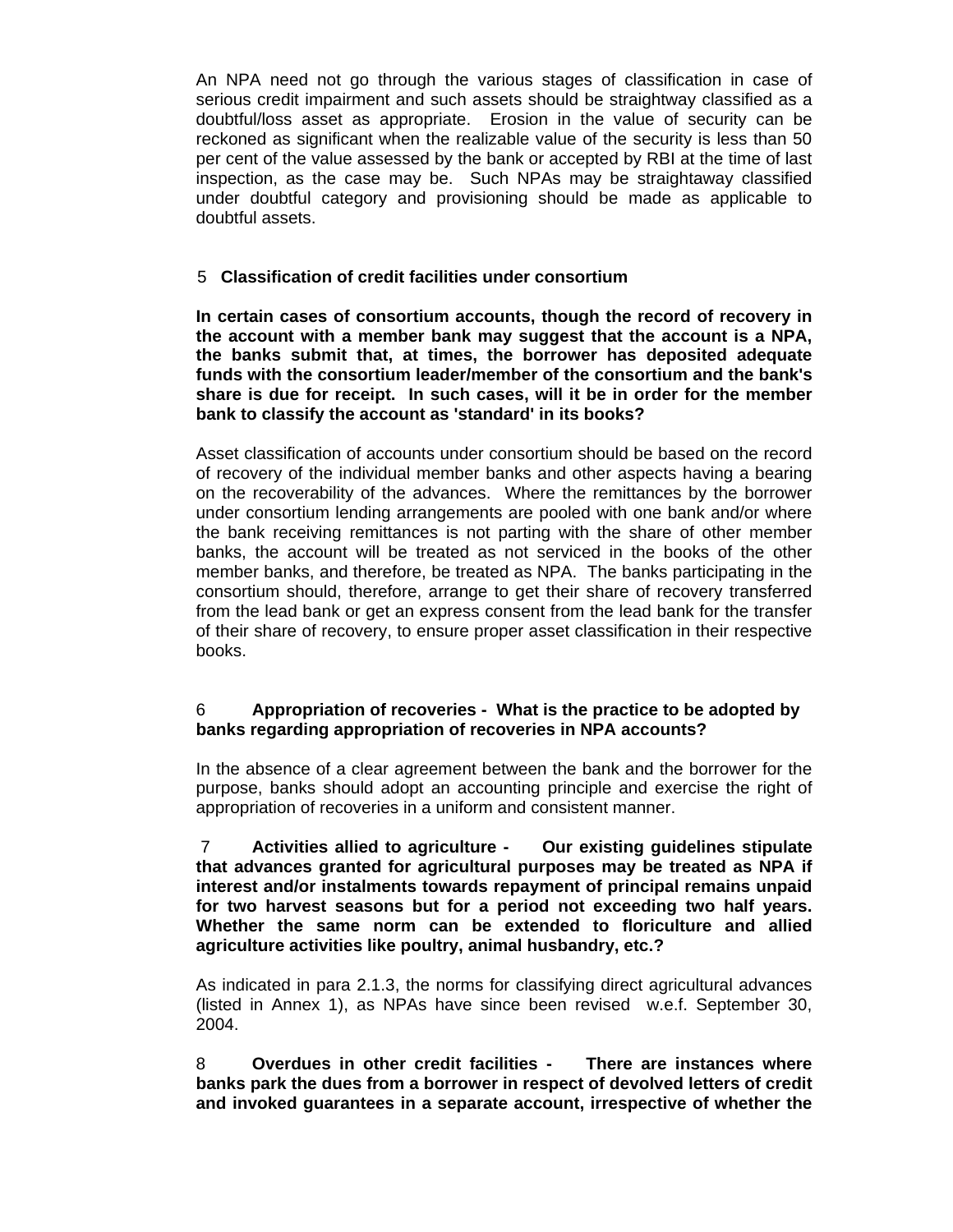An NPA need not go through the various stages of classification in case of serious credit impairment and such assets should be straightway classified as a doubtful/loss asset as appropriate. Erosion in the value of security can be reckoned as significant when the realizable value of the security is less than 50 per cent of the value assessed by the bank or accepted by RBI at the time of last inspection, as the case may be. Such NPAs may be straightaway classified under doubtful category and provisioning should be made as applicable to doubtful assets.

5 **Classification of credit facilities under consortium**

**In certain cases of consortium accounts, though the record of recovery in the account with a member bank may suggest that the account is a NPA, the banks submit that, at times, the borrower has deposited adequate funds with the consortium leader/member of the consortium and the bank's share is due for receipt. In such cases, will it be in order for the member bank to classify the account as 'standard' in its books?**

Asset classification of accounts under consortium should be based on the record of recovery of the individual member banks and other aspects having a bearing on the recoverability of the advances. Where the remittances by the borrower under consortium lending arrangements are pooled with one bank and/or where the bank receiving remittances is not parting with the share of other member banks, the account will be treated as not serviced in the books of the other member banks, and therefore, be treated as NPA. The banks participating in the consortium should, therefore, arrange to get their share of recovery transferred from the lead bank or get an express consent from the lead bank for the transfer of their share of recovery, to ensure proper asset classification in their respective books.

6 **Appropriation of recoveries - What is the practice to be adopted by banks regarding appropriation of recoveries in NPA accounts?**

In the absence of a clear agreement between the bank and the borrower for the purpose, banks should adopt an accounting principle and exercise the right of appropriation of recoveries in a uniform and consistent manner.

7 **Activities allied to agriculture - Our existing guidelines stipulate that advances granted for agricultural purposes may be treated as NPA if interest and/or instalments towards repayment of principal remains unpaid for two harvest seasons but for a period not exceeding two half years. Whether the same norm can be extended to floriculture and allied agriculture activities like poultry, animal husbandry, etc.?**

As indicated in para 2.1.3, the norms for classifying direct agricultural advances (listed in Annex 1), as NPAs have since been revised w.e.f. September 30, 2004.

8 **Overdues in other credit facilities - There are instances where banks park the dues from a borrower in respect of devolved letters of credit and invoked guarantees in a separate account, irrespective of whether the**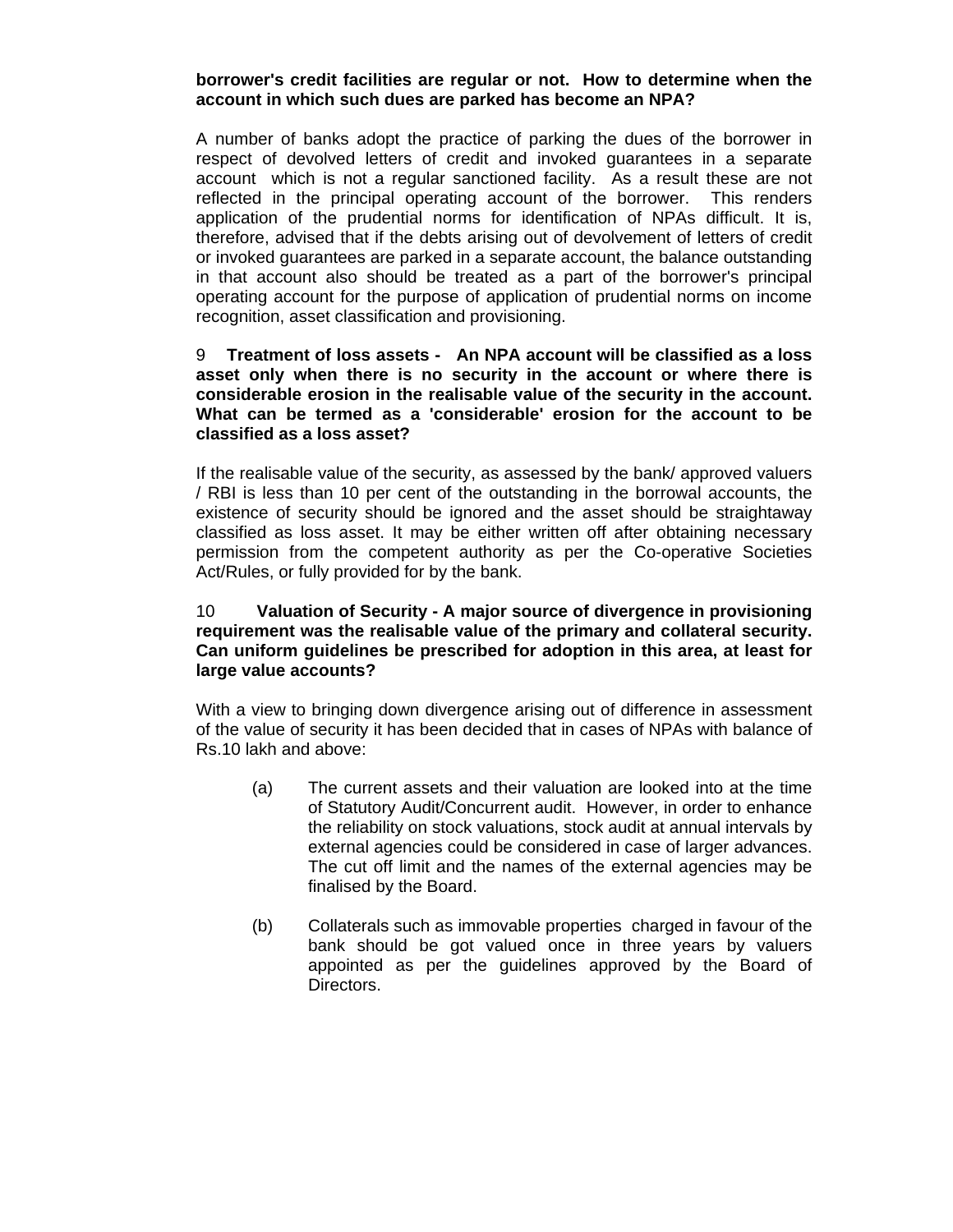**borrower's credit facilities are regular or not. How to determine when the account in which such dues are parked has become an NPA?**

A number of banks adopt the practice of parking the dues of the borrower in respect of devolved letters of credit and invoked guarantees in a separate account which is not a regular sanctioned facility. As a result these are not reflected in the principal operating account of the borrower. This renders application of the prudential norms for identification of NPAs difficult. It is, therefore, advised that if the debts arising out of devolvement of letters of credit or invoked guarantees are parked in a separate account, the balance outstanding in that account also should be treated as a part of the borrower's principal operating account for the purpose of application of prudential norms on income recognition, asset classification and provisioning.

9 **Treatment of loss assets - An NPA account will be classified as a loss asset only when there is no security in the account or where there is considerable erosion in the realisable value of the security in the account. What can be termed as a 'considerable' erosion for the account to be classified as a loss asset?**

If the realisable value of the security, as assessed by the bank/ approved valuers / RBI is less than 10 per cent of the outstanding in the borrowal accounts, the existence of security should be ignored and the asset should be straightaway classified as loss asset. It may be either written off after obtaining necessary permission from the competent authority as per the Co-operative Societies Act/Rules, or fully provided for by the bank.

10 **Valuation of Security - A major source of divergence in provisioning requirement was the realisable value of the primary and collateral security. Can uniform guidelines be prescribed for adoption in this area, at least for large value accounts?**

With a view to bringing down divergence arising out of difference in assessment of the value of security it has been decided that in cases of NPAs with balance of Rs.10 lakh and above:

(a) The current assets and their valuation are looked into at the time of Statutory Audit/Concurrent audit. However, in order to enhance the reliability on stock valuations, stock audit at annual intervals by external agencies could be considered in case of larger advances. The cut off limit and the names of the external agencies may be finalised by the Board.

(b) Collaterals such as immovable properties charged in favour of the bank should be got valued once in three years by valuers appointed as per the guidelines approved by the Board of Directors.